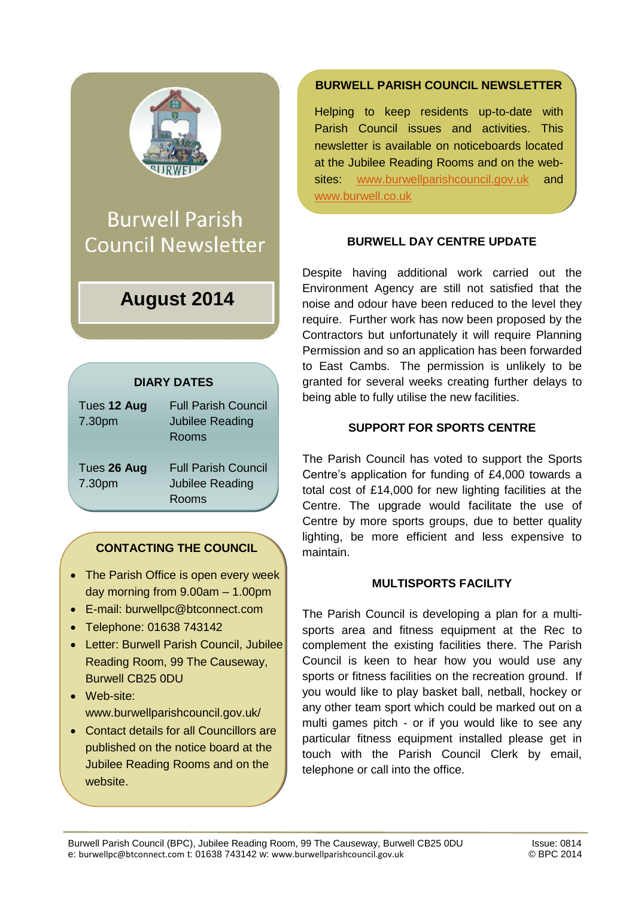# Burwell Parish Council Newsletter

## August 2014

### DIARY DATES

| | |
|---|---|
| Tues **12 Aug** 7.30pm | Full Parish Council Jubilee Reading Rooms |
| Tues **26 Aug** 7.30pm | Full Parish Council Jubilee Reading Rooms |

### CONTACTING THE COUNCIL

- The Parish Office is open every week day morning from 9.00am – 1.00pm
- E-mail: burwellpc@btconnect.com
- Telephone: 01638 743142
- Letter: Burwell Parish Council, Jubilee Reading Room, 99 The Causeway, Burwell CB25 0DU
- Web-site: www.burwellparishcouncil.gov.uk/
- Contact details for all Councillors are published on the notice board at the Jubilee Reading Rooms and on the website.

### BURWELL PARISH COUNCIL NEWSLETTER

Helping to keep residents up-to-date with Parish Council issues and activities. This newsletter is available on noticeboards located at the Jubilee Reading Rooms and on the web-sites: www.burwellparishcouncil.gov.uk and www.burwell.co.uk

### BURWELL DAY CENTRE UPDATE

Despite having additional work carried out the Environment Agency are still not satisfied that the noise and odour have been reduced to the level they require. Further work has now been proposed by the Contractors but unfortunately it will require Planning Permission and so an application has been forwarded to East Cambs. The permission is unlikely to be granted for several weeks creating further delays to being able to fully utilise the new facilities.

### SUPPORT FOR SPORTS CENTRE

The Parish Council has voted to support the Sports Centre's application for funding of £4,000 towards a total cost of £14,000 for new lighting facilities at the Centre. The upgrade would facilitate the use of Centre by more sports groups, due to better quality lighting, be more efficient and less expensive to maintain.

### MULTISPORTS FACILITY

The Parish Council is developing a plan for a multi-sports area and fitness equipment at the Rec to complement the existing facilities there. The Parish Council is keen to hear how you would use any sports or fitness facilities on the recreation ground. If you would like to play basket ball, netball, hockey or any other team sport which could be marked out on a multi games pitch - or if you would like to see any particular fitness equipment installed please get in touch with the Parish Council Clerk by email, telephone or call into the office.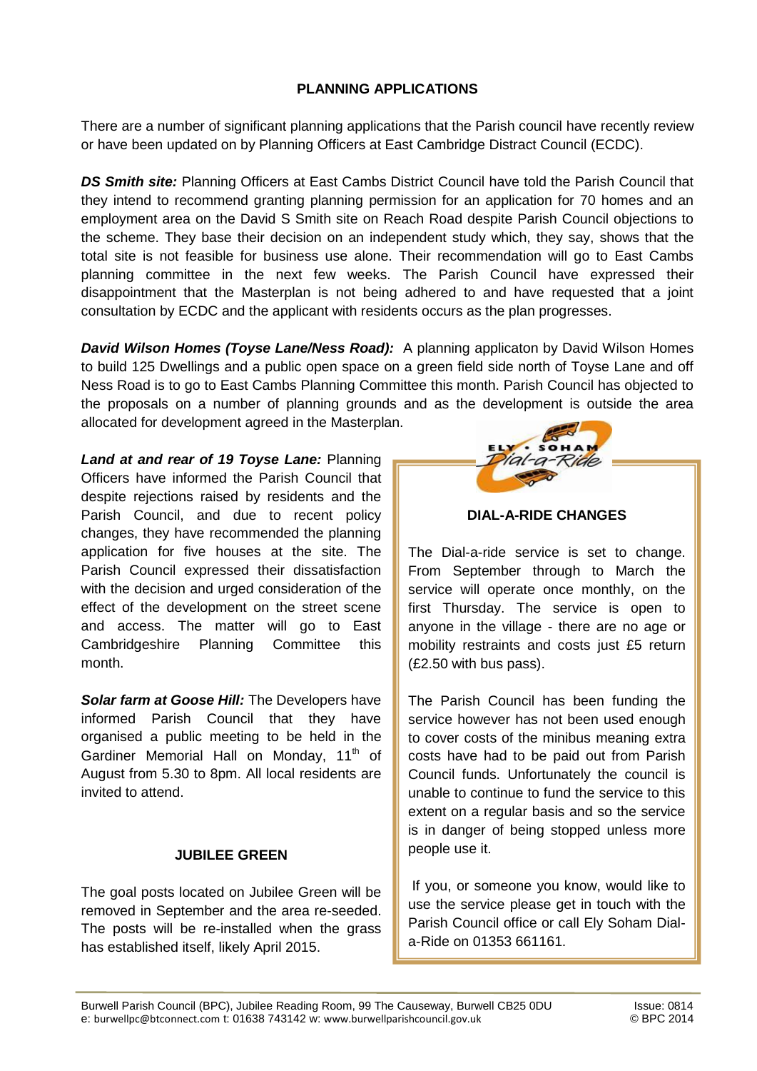## PLANNING APPLICATIONS

There are a number of significant planning applications that the Parish council have recently review or have been updated on by Planning Officers at East Cambridge Distract Council (ECDC).

***DS Smith site:*** Planning Officers at East Cambs District Council have told the Parish Council that they intend to recommend granting planning permission for an application for 70 homes and an employment area on the David S Smith site on Reach Road despite Parish Council objections to the scheme. They base their decision on an independent study which, they say, shows that the total site is not feasible for business use alone. Their recommendation will go to East Cambs planning committee in the next few weeks. The Parish Council have expressed their disappointment that the Masterplan is not being adhered to and have requested that a joint consultation by ECDC and the applicant with residents occurs as the plan progresses.

***David Wilson Homes (Toyse Lane/Ness Road):*** A planning applicaton by David Wilson Homes to build 125 Dwellings and a public open space on a green field side north of Toyse Lane and off Ness Road is to go to East Cambs Planning Committee this month. Parish Council has objected to the proposals on a number of planning grounds and as the development is outside the area allocated for development agreed in the Masterplan.

***Land at and rear of 19 Toyse Lane:*** Planning Officers have informed the Parish Council that despite rejections raised by residents and the Parish Council, and due to recent policy changes, they have recommended the planning application for five houses at the site. The Parish Council expressed their dissatisfaction with the decision and urged consideration of the effect of the development on the street scene and access. The matter will go to East Cambridgeshire Planning Committee this month.

***Solar farm at Goose Hill:*** The Developers have informed Parish Council that they have organised a public meeting to be held in the Gardiner Memorial Hall on Monday, 11th of August from 5.30 to 8pm. All local residents are invited to attend.

## JUBILEE GREEN

The goal posts located on Jubilee Green will be removed in September and the area re-seeded. The posts will be re-installed when the grass has established itself, likely April 2015.

ELY • SOHAM Dial-a-Ride

## DIAL-A-RIDE CHANGES

The Dial-a-ride service is set to change. From September through to March the service will operate once monthly, on the first Thursday. The service is open to anyone in the village - there are no age or mobility restraints and costs just £5 return (£2.50 with bus pass).

The Parish Council has been funding the service however has not been used enough to cover costs of the minibus meaning extra costs have had to be paid out from Parish Council funds. Unfortunately the council is unable to continue to fund the service to this extent on a regular basis and so the service is in danger of being stopped unless more people use it.

If you, or someone you know, would like to use the service please get in touch with the Parish Council office or call Ely Soham Dial-a-Ride on 01353 661161.